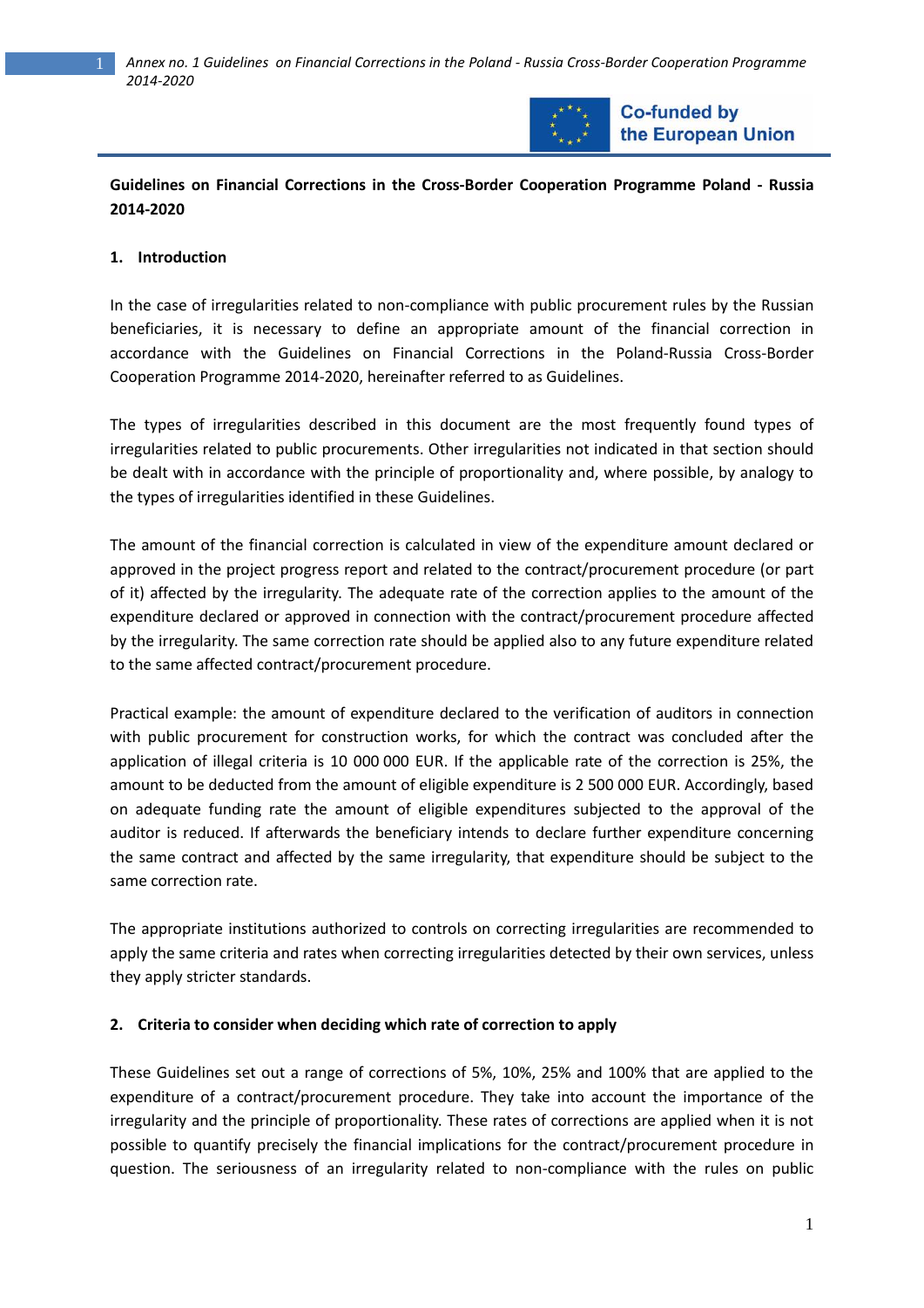## Guidelines on Financial Corrections in the Cross-Border Cooperation Programme Poland - Russia 2014-2020

### 1. Introduction

In the case of irregularities related to non-compliance with public procurement rules by the Russian beneficiaries, it is necessary to define an appropriate amount of the financial correction in accordance with the Guidelines on Financial Corrections in the Poland-Russia Cross-Border Cooperation Programme 2014-2020, hereinafter referred to as Guidelines.

The types of irregularities described in this document are the most frequently found types of irregularities related to public procurements. Other irregularities not indicated in that section should be dealt with in accordance with the principle of proportionality and, where possible, by analogy to the types of irregularities identified in these Guidelines.

The amount of the financial correction is calculated in view of the expenditure amount declared or approved in the project progress report and related to the contract/procurement procedure (or part of it) affected by the irregularity. The adequate rate of the correction applies to the amount of the expenditure declared or approved in connection with the contract/procurement procedure affected by the irregularity. The same correction rate should be applied also to any future expenditure related to the same affected contract/procurement procedure.

Practical example: the amount of expenditure declared to the verification of auditors in connection with public procurement for construction works, for which the contract was concluded after the application of illegal criteria is 10 000 000 EUR. If the applicable rate of the correction is 25%, the amount to be deducted from the amount of eligible expenditure is 2 500 000 EUR. Accordingly, based on adequate funding rate the amount of eligible expenditures subjected to the approval of the auditor is reduced. If afterwards the beneficiary intends to declare further expenditure concerning the same contract and affected by the same irregularity, that expenditure should be subject to the same correction rate.

The appropriate institutions authorized to controls on correcting irregularities are recommended to apply the same criteria and rates when correcting irregularities detected by their own services, unless they apply stricter standards.

### 2. Criteria to consider when deciding which rate of correction to apply

These Guidelines set out a range of corrections of 5%, 10%, 25% and 100% that are applied to the expenditure of a contract/procurement procedure. They take into account the importance of the irregularity and the principle of proportionality. These rates of corrections are applied when it is not possible to quantify precisely the financial implications for the contract/procurement procedure in question. The seriousness of an irregularity related to non-compliance with the rules on public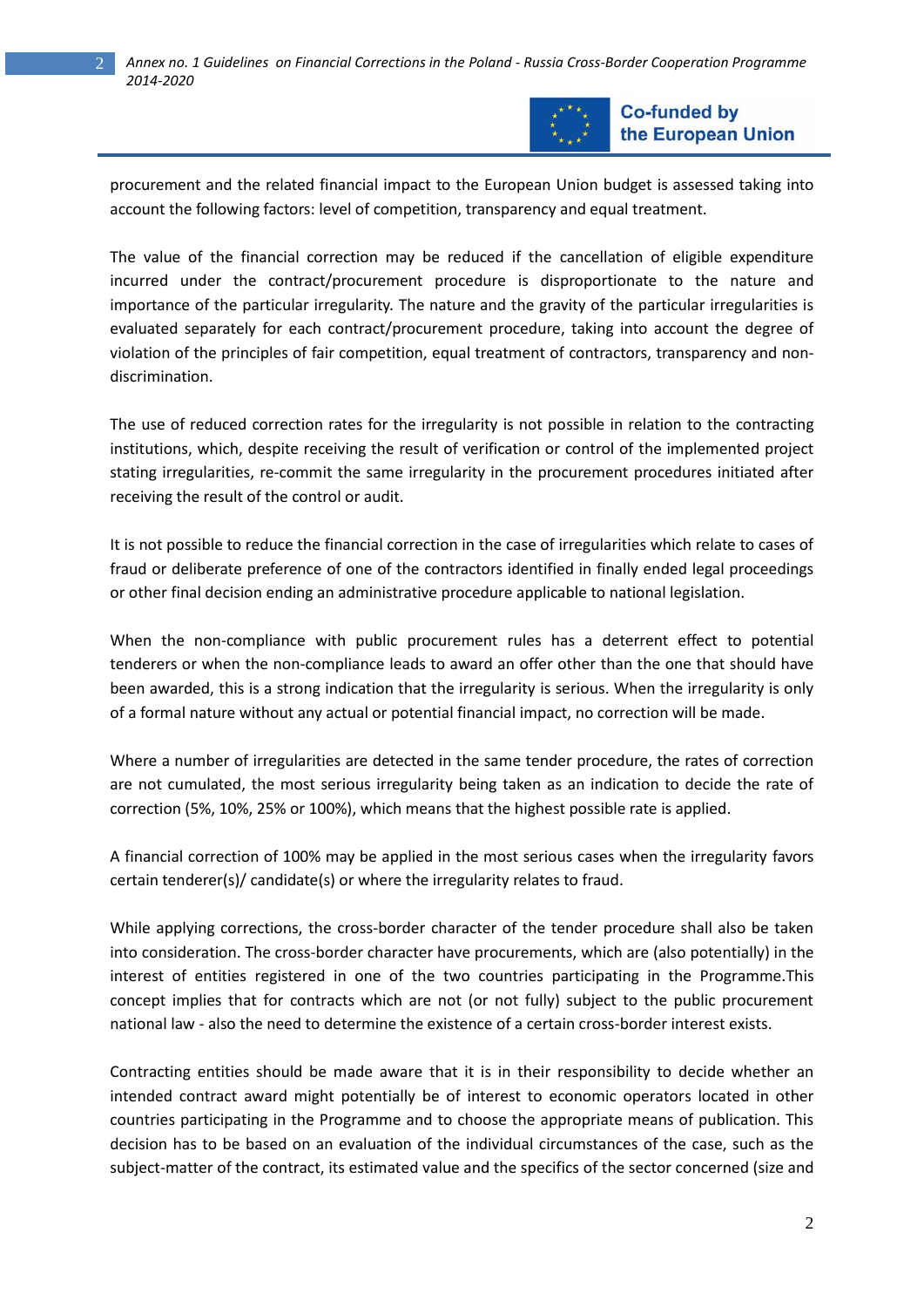procurement and the related financial impact to the European Union budget is assessed taking into account the following factors: level of competition, transparency and equal treatment.

The value of the financial correction may be reduced if the cancellation of eligible expenditure incurred under the contract/procurement procedure is disproportionate to the nature and importance of the particular irregularity. The nature and the gravity of the particular irregularities is evaluated separately for each contract/procurement procedure, taking into account the degree of violation of the principles of fair competition, equal treatment of contractors, transparency and non-discrimination.

The use of reduced correction rates for the irregularity is not possible in relation to the contracting institutions, which, despite receiving the result of verification or control of the implemented project stating irregularities, re-commit the same irregularity in the procurement procedures initiated after receiving the result of the control or audit.

It is not possible to reduce the financial correction in the case of irregularities which relate to cases of fraud or deliberate preference of one of the contractors identified in finally ended legal proceedings or other final decision ending an administrative procedure applicable to national legislation.

When the non-compliance with public procurement rules has a deterrent effect to potential tenderers or when the non-compliance leads to award an offer other than the one that should have been awarded, this is a strong indication that the irregularity is serious. When the irregularity is only of a formal nature without any actual or potential financial impact, no correction will be made.

Where a number of irregularities are detected in the same tender procedure, the rates of correction are not cumulated, the most serious irregularity being taken as an indication to decide the rate of correction (5%, 10%, 25% or 100%), which means that the highest possible rate is applied.

A financial correction of 100% may be applied in the most serious cases when the irregularity favors certain tenderer(s)/ candidate(s) or where the irregularity relates to fraud.

While applying corrections, the cross-border character of the tender procedure shall also be taken into consideration. The cross-border character have procurements, which are (also potentially) in the interest of entities registered in one of the two countries participating in the Programme.This concept implies that for contracts which are not (or not fully) subject to the public procurement national law - also the need to determine the existence of a certain cross-border interest exists.

Contracting entities should be made aware that it is in their responsibility to decide whether an intended contract award might potentially be of interest to economic operators located in other countries participating in the Programme and to choose the appropriate means of publication. This decision has to be based on an evaluation of the individual circumstances of the case, such as the subject-matter of the contract, its estimated value and the specifics of the sector concerned (size and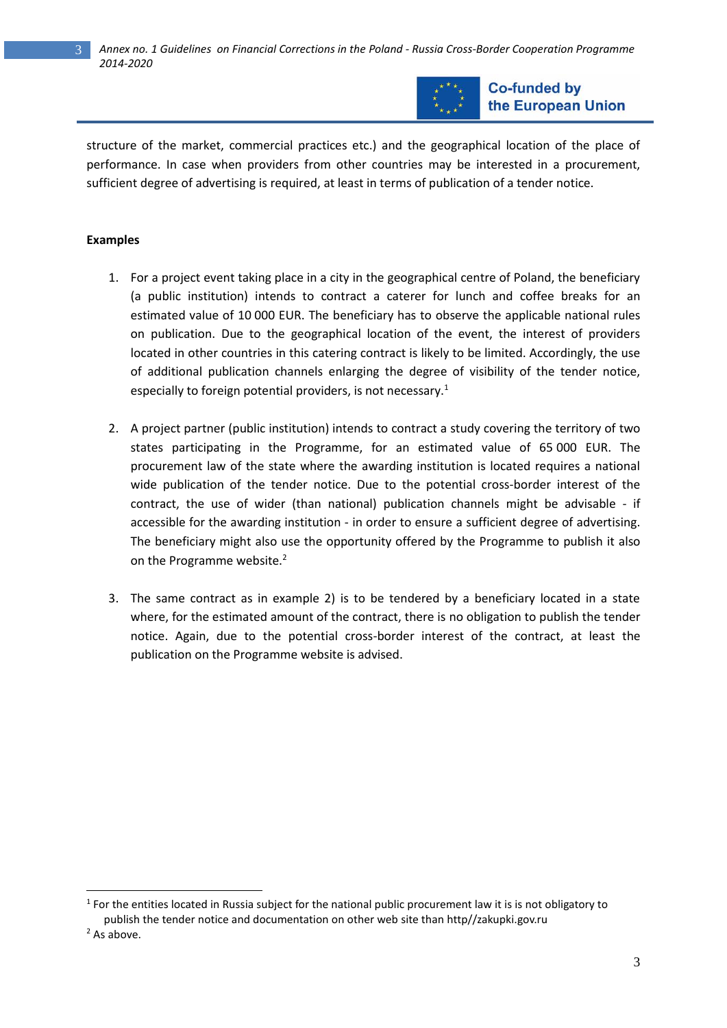structure of the market, commercial practices etc.) and the geographical location of the place of performance. In case when providers from other countries may be interested in a procurement, sufficient degree of advertising is required, at least in terms of publication of a tender notice.

**Examples**

1. For a project event taking place in a city in the geographical centre of Poland, the beneficiary (a public institution) intends to contract a caterer for lunch and coffee breaks for an estimated value of 10 000 EUR. The beneficiary has to observe the applicable national rules on publication. Due to the geographical location of the event, the interest of providers located in other countries in this catering contract is likely to be limited. Accordingly, the use of additional publication channels enlarging the degree of visibility of the tender notice, especially to foreign potential providers, is not necessary.[1]

2. A project partner (public institution) intends to contract a study covering the territory of two states participating in the Programme, for an estimated value of 65 000 EUR. The procurement law of the state where the awarding institution is located requires a national wide publication of the tender notice. Due to the potential cross-border interest of the contract, the use of wider (than national) publication channels might be advisable - if accessible for the awarding institution - in order to ensure a sufficient degree of advertising. The beneficiary might also use the opportunity offered by the Programme to publish it also on the Programme website.[2]

3. The same contract as in example 2) is to be tendered by a beneficiary located in a state where, for the estimated amount of the contract, there is no obligation to publish the tender notice. Again, due to the potential cross-border interest of the contract, at least the publication on the Programme website is advised.

---

[1] For the entities located in Russia subject for the national public procurement law it is is not obligatory to publish the tender notice and documentation on other web site than http//zakupki.gov.ru

[2] As above.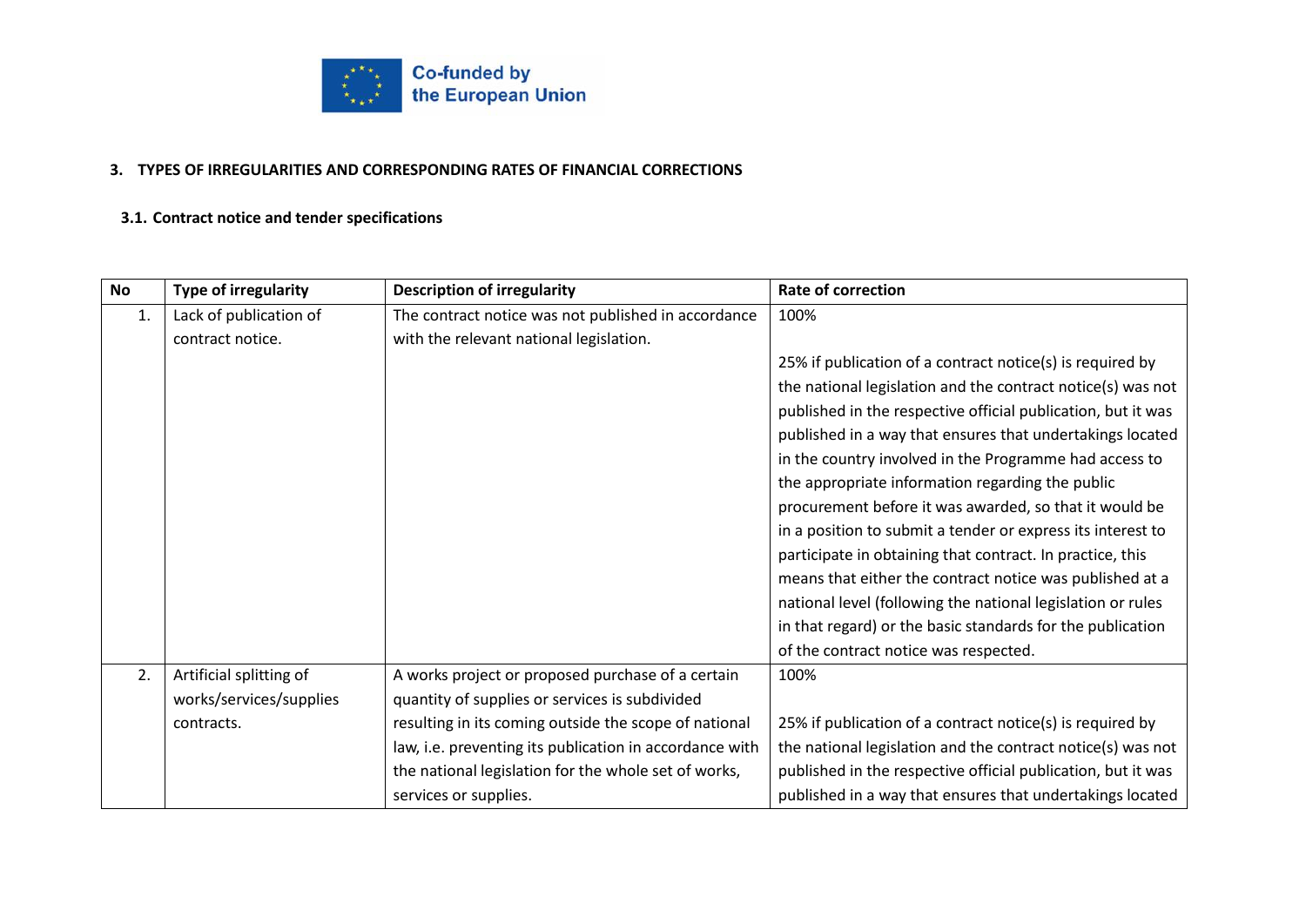## 3. TYPES OF IRREGULARITIES AND CORRESPONDING RATES OF FINANCIAL CORRECTIONS

### 3.1. Contract notice and tender specifications

| No | Type of irregularity | Description of irregularity | Rate of correction |
|---|---|---|---|
| 1. | Lack of publication of contract notice. | The contract notice was not published in accordance with the relevant national legislation. | 100%<br><br>25% if publication of a contract notice(s) is required by the national legislation and the contract notice(s) was not published in the respective official publication, but it was published in a way that ensures that undertakings located in the country involved in the Programme had access to the appropriate information regarding the public procurement before it was awarded, so that it would be in a position to submit a tender or express its interest to participate in obtaining that contract. In practice, this means that either the contract notice was published at a national level (following the national legislation or rules in that regard) or the basic standards for the publication of the contract notice was respected. |
| 2. | Artificial splitting of works/services/supplies contracts. | A works project or proposed purchase of a certain quantity of supplies or services is subdivided resulting in its coming outside the scope of national law, i.e. preventing its publication in accordance with the national legislation for the whole set of works, services or supplies. | 100%<br><br>25% if publication of a contract notice(s) is required by the national legislation and the contract notice(s) was not published in the respective official publication, but it was published in a way that ensures that undertakings located |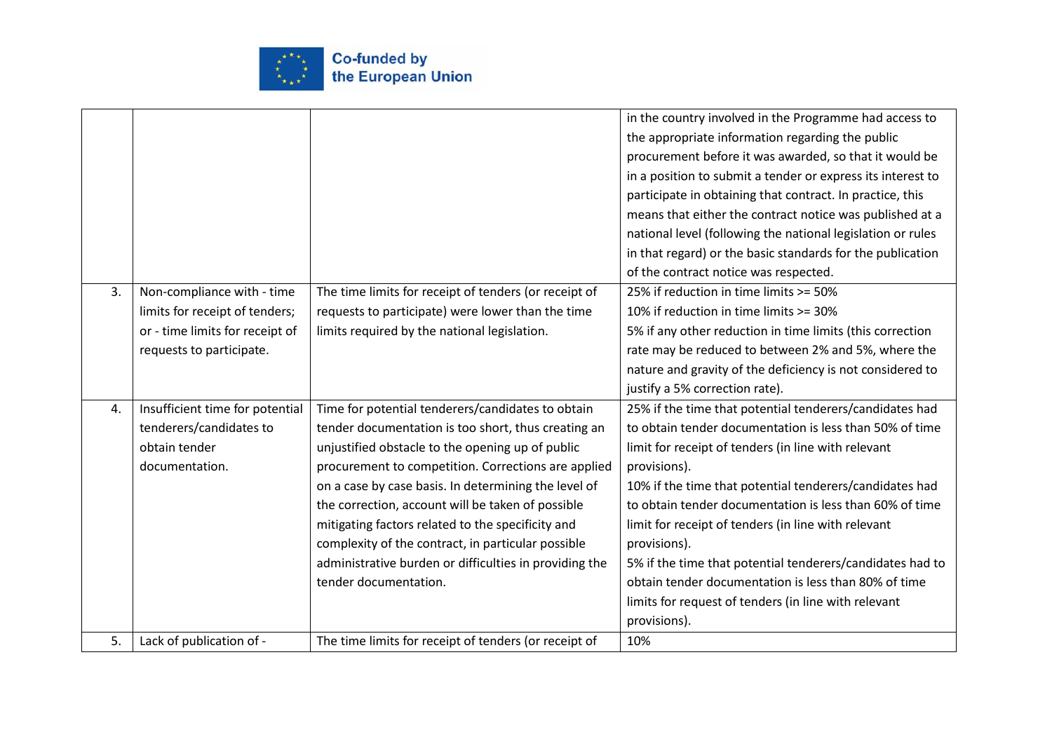| | | | |
|---|---|---|---|
| | | | in the country involved in the Programme had access to the appropriate information regarding the public procurement before it was awarded, so that it would be in a position to submit a tender or express its interest to participate in obtaining that contract. In practice, this means that either the contract notice was published at a national level (following the national legislation or rules in that regard) or the basic standards for the publication of the contract notice was respected. |
| 3. | Non-compliance with - time limits for receipt of tenders; or - time limits for receipt of requests to participate. | The time limits for receipt of tenders (or receipt of requests to participate) were lower than the time limits required by the national legislation. | 25% if reduction in time limits >= 50%<br>10% if reduction in time limits >= 30%<br>5% if any other reduction in time limits (this correction rate may be reduced to between 2% and 5%, where the nature and gravity of the deficiency is not considered to justify a 5% correction rate). |
| 4. | Insufficient time for potential tenderers/candidates to obtain tender documentation. | Time for potential tenderers/candidates to obtain tender documentation is too short, thus creating an unjustified obstacle to the opening up of public procurement to competition. Corrections are applied on a case by case basis. In determining the level of the correction, account will be taken of possible mitigating factors related to the specificity and complexity of the contract, in particular possible administrative burden or difficulties in providing the tender documentation. | 25% if the time that potential tenderers/candidates had to obtain tender documentation is less than 50% of time limit for receipt of tenders (in line with relevant provisions).<br>10% if the time that potential tenderers/candidates had to obtain tender documentation is less than 60% of time limit for receipt of tenders (in line with relevant provisions).<br>5% if the time that potential tenderers/candidates had to obtain tender documentation is less than 80% of time limits for request of tenders (in line with relevant provisions). |
| 5. | Lack of publication of - | The time limits for receipt of tenders (or receipt of | 10% |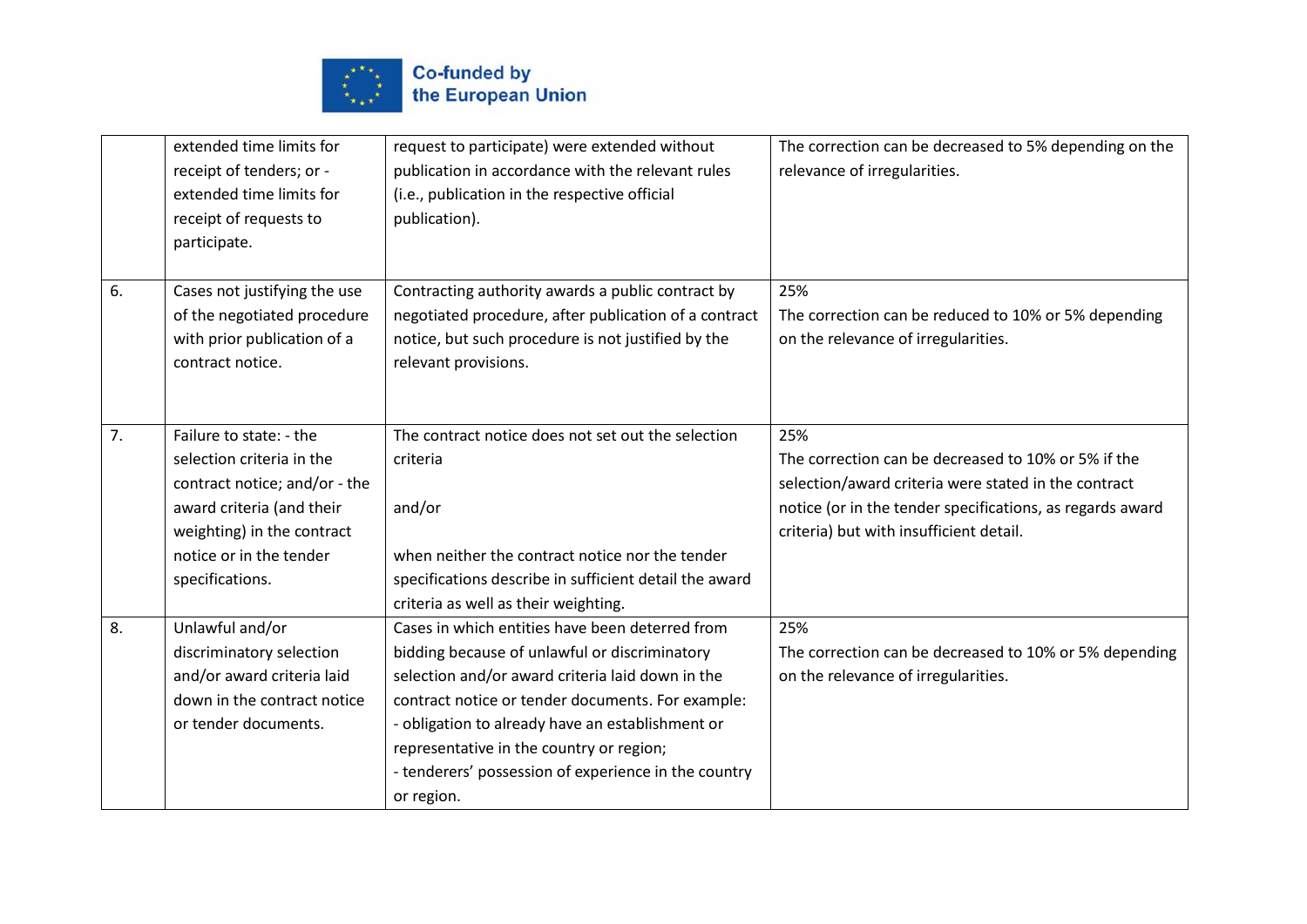| | | | |
|---|---|---|---|
| | extended time limits for receipt of tenders; or - extended time limits for receipt of requests to participate. | request to participate) were extended without publication in accordance with the relevant rules (i.e., publication in the respective official publication). | The correction can be decreased to 5% depending on the relevance of irregularities. |
| 6. | Cases not justifying the use of the negotiated procedure with prior publication of a contract notice. | Contracting authority awards a public contract by negotiated procedure, after publication of a contract notice, but such procedure is not justified by the relevant provisions. | 25%<br>The correction can be reduced to 10% or 5% depending on the relevance of irregularities. |
| 7. | Failure to state: - the selection criteria in the contract notice; and/or - the award criteria (and their weighting) in the contract notice or in the tender specifications. | The contract notice does not set out the selection criteria<br><br>and/or<br><br>when neither the contract notice nor the tender specifications describe in sufficient detail the award criteria as well as their weighting. | 25%<br>The correction can be decreased to 10% or 5% if the selection/award criteria were stated in the contract notice (or in the tender specifications, as regards award criteria) but with insufficient detail. |
| 8. | Unlawful and/or discriminatory selection and/or award criteria laid down in the contract notice or tender documents. | Cases in which entities have been deterred from bidding because of unlawful or discriminatory selection and/or award criteria laid down in the contract notice or tender documents. For example:<br>- obligation to already have an establishment or representative in the country or region;<br>- tenderers' possession of experience in the country or region. | 25%<br>The correction can be decreased to 10% or 5% depending on the relevance of irregularities. |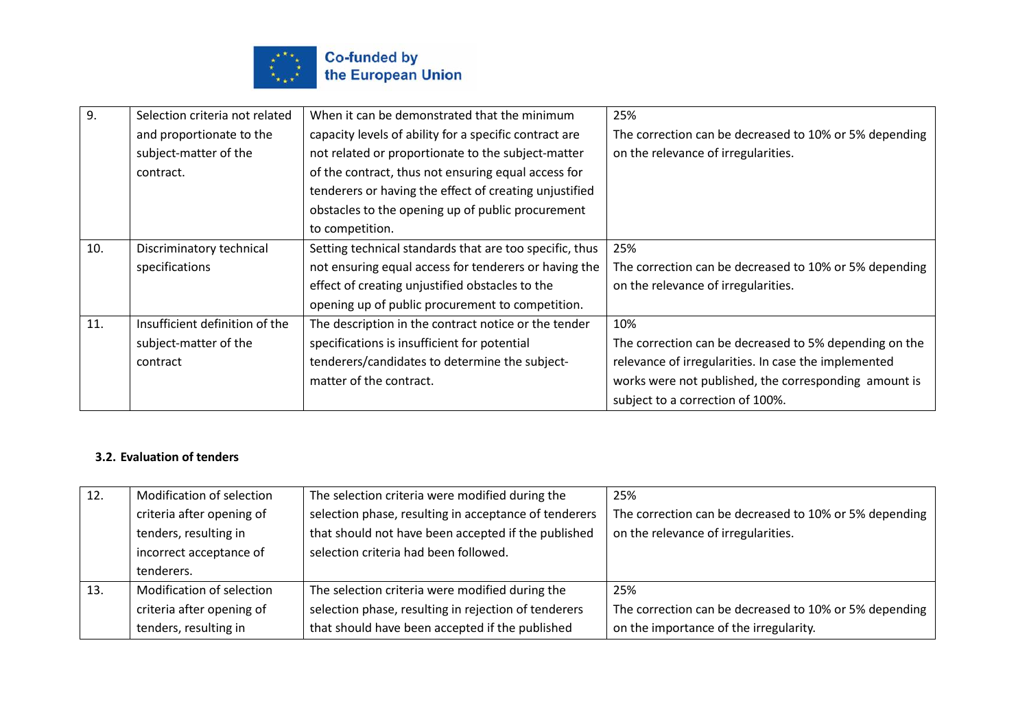| 9. | Selection criteria not related and proportionate to the subject-matter of the contract. | When it can be demonstrated that the minimum capacity levels of ability for a specific contract are not related or proportionate to the subject-matter of the contract, thus not ensuring equal access for tenderers or having the effect of creating unjustified obstacles to the opening up of public procurement to competition. | 25%<br>The correction can be decreased to 10% or 5% depending on the relevance of irregularities. |
|---|---|---|---|
| 10. | Discriminatory technical specifications | Setting technical standards that are too specific, thus not ensuring equal access for tenderers or having the effect of creating unjustified obstacles to the opening up of public procurement to competition. | 25%<br>The correction can be decreased to 10% or 5% depending on the relevance of irregularities. |
| 11. | Insufficient definition of the subject-matter of the contract | The description in the contract notice or the tender specifications is insufficient for potential tenderers/candidates to determine the subject-matter of the contract. | 10%<br>The correction can be decreased to 5% depending on the relevance of irregularities. In case the implemented works were not published, the corresponding amount is subject to a correction of 100%. |

### 3.2. Evaluation of tenders

| 12. | Modification of selection criteria after opening of tenders, resulting in incorrect acceptance of tenderers. | The selection criteria were modified during the selection phase, resulting in acceptance of tenderers that should not have been accepted if the published selection criteria had been followed. | 25%<br>The correction can be decreased to 10% or 5% depending on the relevance of irregularities. |
|---|---|---|---|
| 13. | Modification of selection criteria after opening of tenders, resulting in | The selection criteria were modified during the selection phase, resulting in rejection of tenderers that should have been accepted if the published | 25%<br>The correction can be decreased to 10% or 5% depending on the importance of the irregularity. |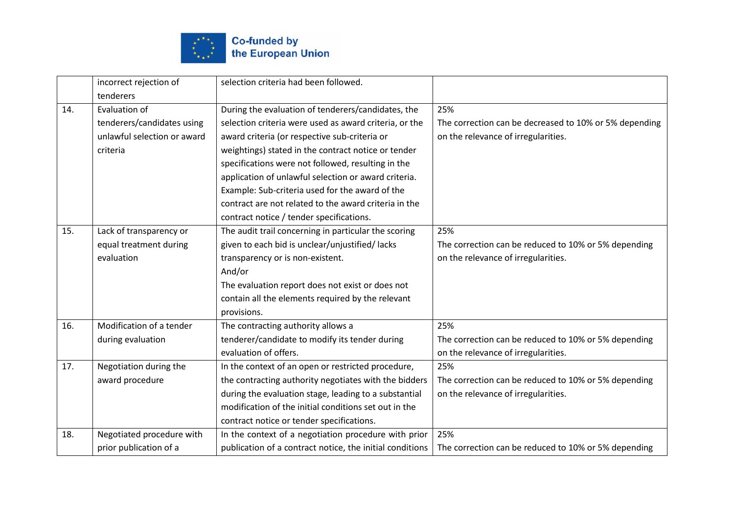| | | | |
|---|---|---|---|
| | incorrect rejection of tenderers | selection criteria had been followed. | |
| 14. | Evaluation of tenderers/candidates using unlawful selection or award criteria | During the evaluation of tenderers/candidates, the selection criteria were used as award criteria, or the award criteria (or respective sub-criteria or weightings) stated in the contract notice or tender specifications were not followed, resulting in the application of unlawful selection or award criteria. Example: Sub-criteria used for the award of the contract are not related to the award criteria in the contract notice / tender specifications. | 25% The correction can be decreased to 10% or 5% depending on the relevance of irregularities. |
| 15. | Lack of transparency or equal treatment during evaluation | The audit trail concerning in particular the scoring given to each bid is unclear/unjustified/ lacks transparency or is non-existent. And/or The evaluation report does not exist or does not contain all the elements required by the relevant provisions. | 25% The correction can be reduced to 10% or 5% depending on the relevance of irregularities. |
| 16. | Modification of a tender during evaluation | The contracting authority allows a tenderer/candidate to modify its tender during evaluation of offers. | 25% The correction can be reduced to 10% or 5% depending on the relevance of irregularities. |
| 17. | Negotiation during the award procedure | In the context of an open or restricted procedure, the contracting authority negotiates with the bidders during the evaluation stage, leading to a substantial modification of the initial conditions set out in the contract notice or tender specifications. | 25% The correction can be reduced to 10% or 5% depending on the relevance of irregularities. |
| 18. | Negotiated procedure with prior publication of a | In the context of a negotiation procedure with prior publication of a contract notice, the initial conditions | 25% The correction can be reduced to 10% or 5% depending |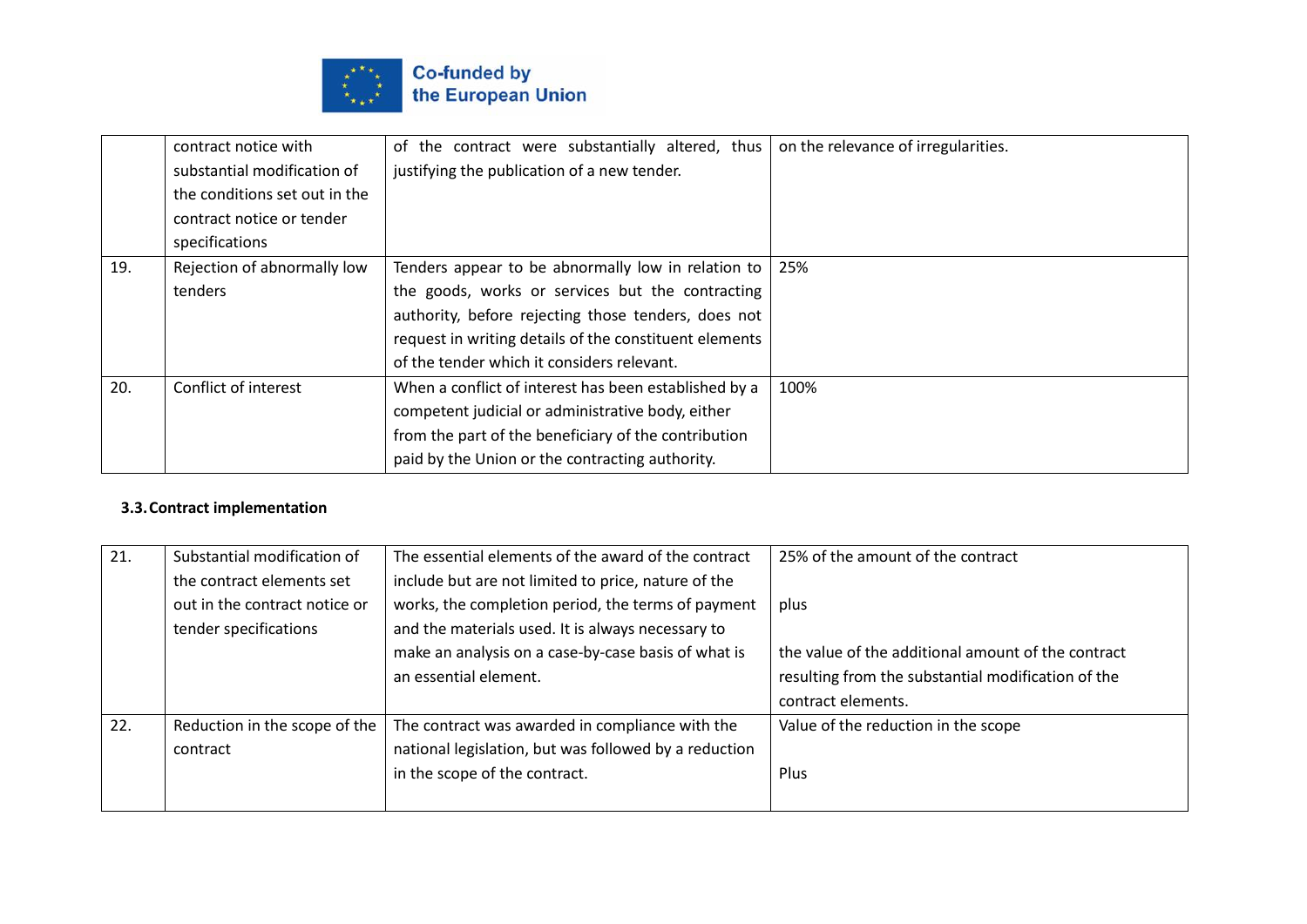| | contract notice with substantial modification of the conditions set out in the contract notice or tender specifications | of the contract were substantially altered, thus justifying the publication of a new tender. | on the relevance of irregularities. |
|---|---|---|---|
| 19. | Rejection of abnormally low tenders | Tenders appear to be abnormally low in relation to the goods, works or services but the contracting authority, before rejecting those tenders, does not request in writing details of the constituent elements of the tender which it considers relevant. | 25% |
| 20. | Conflict of interest | When a conflict of interest has been established by a competent judicial or administrative body, either from the part of the beneficiary of the contribution paid by the Union or the contracting authority. | 100% |

### 3.3. Contract implementation

| 21. | Substantial modification of the contract elements set out in the contract notice or tender specifications | The essential elements of the award of the contract include but are not limited to price, nature of the works, the completion period, the terms of payment and the materials used. It is always necessary to make an analysis on a case-by-case basis of what is an essential element. | 25% of the amount of the contract<br><br>plus<br><br>the value of the additional amount of the contract resulting from the substantial modification of the contract elements. |
|---|---|---|---|
| 22. | Reduction in the scope of the contract | The contract was awarded in compliance with the national legislation, but was followed by a reduction in the scope of the contract. | Value of the reduction in the scope<br><br>Plus |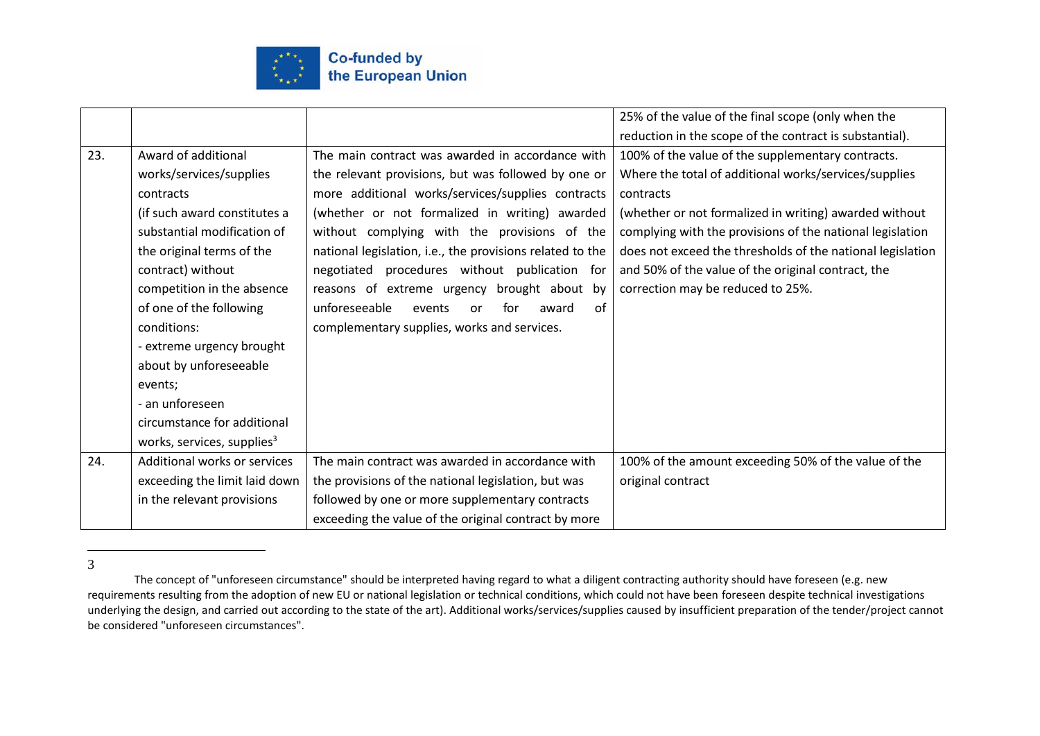| | | | |
|---|---|---|---|
| | | | 25% of the value of the final scope (only when the reduction in the scope of the contract is substantial). |
| 23. | Award of additional works/services/supplies contracts (if such award constitutes a substantial modification of the original terms of the contract) without competition in the absence of one of the following conditions: - extreme urgency brought about by unforeseeable events; - an unforeseen circumstance for additional works, services, supplies[3] | The main contract was awarded in accordance with the relevant provisions, but was followed by one or more additional works/services/supplies contracts (whether or not formalized in writing) awarded without complying with the provisions of the national legislation, i.e., the provisions related to the negotiated procedures without publication for reasons of extreme urgency brought about by unforeseeable events or for award of complementary supplies, works and services. | 100% of the value of the supplementary contracts. Where the total of additional works/services/supplies contracts (whether or not formalized in writing) awarded without complying with the provisions of the national legislation does not exceed the thresholds of the national legislation and 50% of the value of the original contract, the correction may be reduced to 25%. |
| 24. | Additional works or services exceeding the limit laid down in the relevant provisions | The main contract was awarded in accordance with the provisions of the national legislation, but was followed by one or more supplementary contracts exceeding the value of the original contract by more | 100% of the amount exceeding 50% of the value of the original contract |

[3] The concept of "unforeseen circumstance" should be interpreted having regard to what a diligent contracting authority should have foreseen (e.g. new requirements resulting from the adoption of new EU or national legislation or technical conditions, which could not have been foreseen despite technical investigations underlying the design, and carried out according to the state of the art). Additional works/services/supplies caused by insufficient preparation of the tender/project cannot be considered "unforeseen circumstances".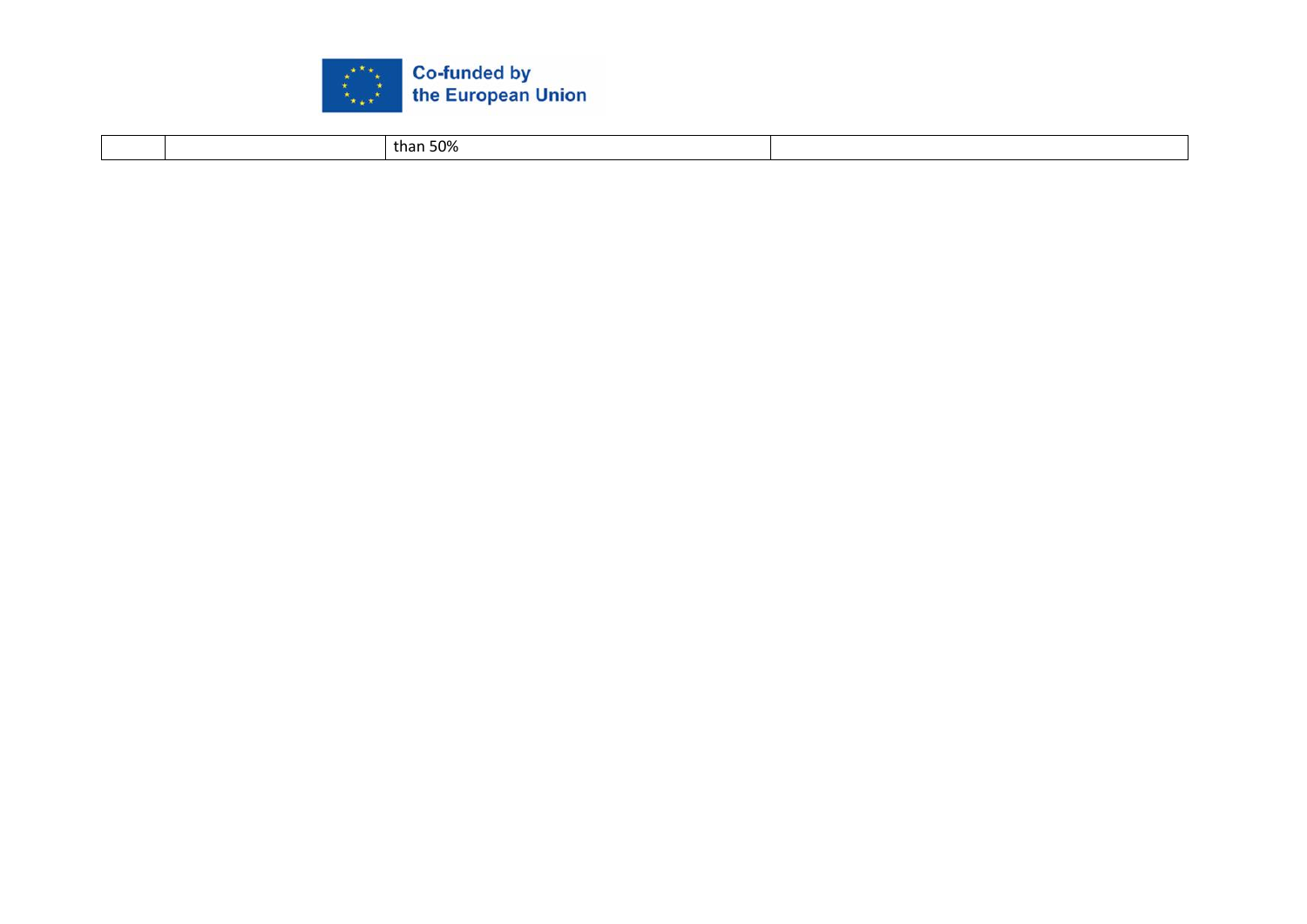| | | | |
|---|---|---|---|
| | | than 50% | |